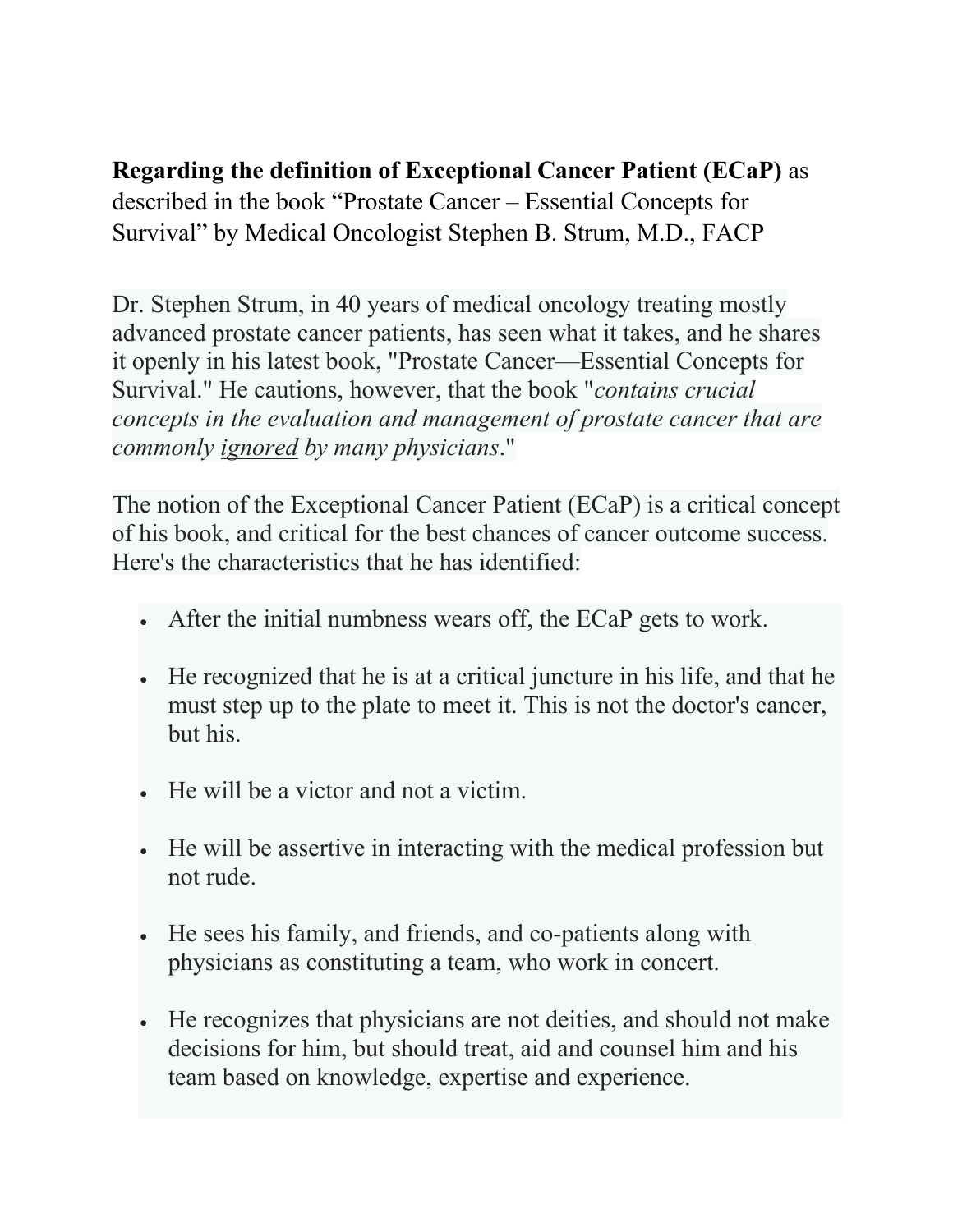**Regarding the definition of Exceptional Cancer Patient (ECaP)** as described in the book "Prostate Cancer – Essential Concepts for Survival" by Medical Oncologist Stephen B. Strum, M.D., FACP

Dr. Stephen Strum, in 40 years of medical oncology treating mostly advanced prostate cancer patients, has seen what it takes, and he shares it openly in his latest book, "Prostate Cancer—Essential Concepts for Survival." He cautions, however, that the book "*contains crucial concepts in the evaluation and management of prostate cancer that are commonly <u>ignored</u> by many physicians*."

The notion of the Exceptional Cancer Patient (ECaP) is a critical concept of his book, and critical for the best chances of cancer outcome success. Here's the characteristics that he has identified:

- After the initial numbness wears off, the ECaP gets to work.
- He recognized that he is at a critical juncture in his life, and that he must step up to the plate to meet it. This is not the doctor's cancer, but his.
- He will be a victor and not a victim.
- He will be assertive in interacting with the medical profession but not rude.
- He sees his family, and friends, and co-patients along with physicians as constituting a team, who work in concert.
- He recognizes that physicians are not deities, and should not make decisions for him, but should treat, aid and counsel him and his team based on knowledge, expertise and experience.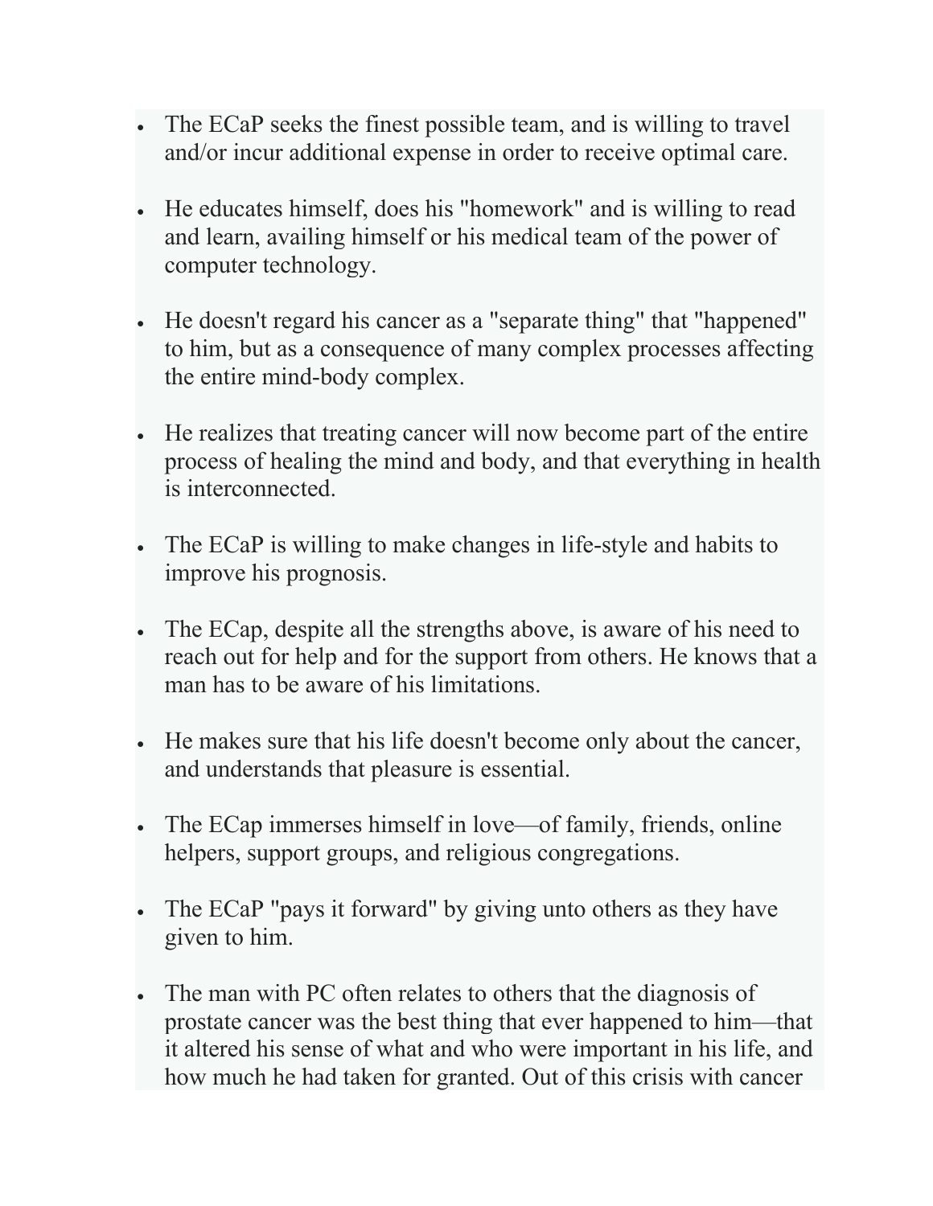- The ECaP seeks the finest possible team, and is willing to travel and/or incur additional expense in order to receive optimal care.
- He educates himself, does his "homework" and is willing to read and learn, availing himself or his medical team of the power of computer technology.
- He doesn't regard his cancer as a "separate thing" that "happened" to him, but as a consequence of many complex processes affecting the entire mind-body complex.
- He realizes that treating cancer will now become part of the entire process of healing the mind and body, and that everything in health is interconnected.
- The ECaP is willing to make changes in life-style and habits to improve his prognosis.
- The ECap, despite all the strengths above, is aware of his need to reach out for help and for the support from others. He knows that a man has to be aware of his limitations.
- He makes sure that his life doesn't become only about the cancer, and understands that pleasure is essential.
- The ECap immerses himself in love—of family, friends, online helpers, support groups, and religious congregations.
- The ECaP "pays it forward" by giving unto others as they have given to him.
- The man with PC often relates to others that the diagnosis of prostate cancer was the best thing that ever happened to him—that it altered his sense of what and who were important in his life, and how much he had taken for granted. Out of this crisis with cancer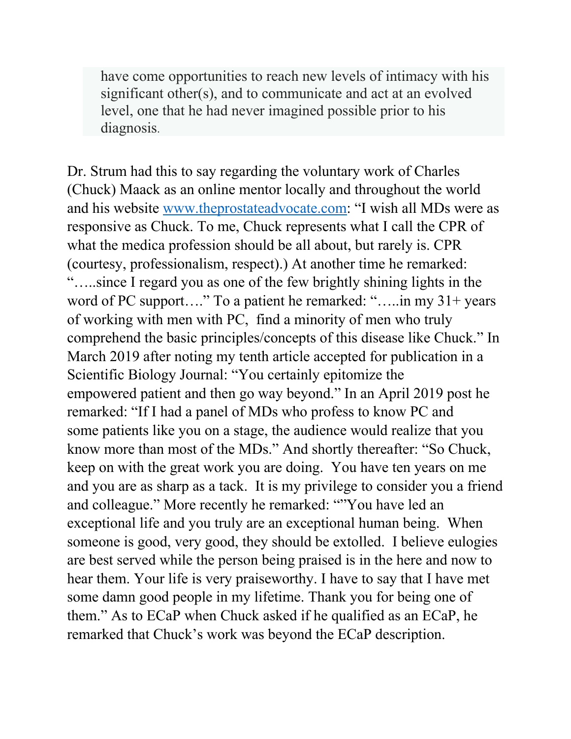> have come opportunities to reach new levels of intimacy with his significant other(s), and to communicate and act at an evolved level, one that he had never imagined possible prior to his diagnosis.

Dr. Strum had this to say regarding the voluntary work of Charles (Chuck) Maack as an online mentor locally and throughout the world and his website www.theprostateadvocate.com: "I wish all MDs were as responsive as Chuck. To me, Chuck represents what I call the CPR of what the medica profession should be all about, but rarely is. CPR (courtesy, professionalism, respect).) At another time he remarked: "…..since I regard you as one of the few brightly shining lights in the word of PC support…." To a patient he remarked: "…..in my 31+ years of working with men with PC, find a minority of men who truly comprehend the basic principles/concepts of this disease like Chuck." In March 2019 after noting my tenth article accepted for publication in a Scientific Biology Journal: "You certainly epitomize the empowered patient and then go way beyond." In an April 2019 post he remarked: "If I had a panel of MDs who profess to know PC and some patients like you on a stage, the audience would realize that you know more than most of the MDs." And shortly thereafter: "So Chuck, keep on with the great work you are doing. You have ten years on me and you are as sharp as a tack. It is my privilege to consider you a friend and colleague." More recently he remarked: ""You have led an exceptional life and you truly are an exceptional human being. When someone is good, very good, they should be extolled. I believe eulogies are best served while the person being praised is in the here and now to hear them. Your life is very praiseworthy. I have to say that I have met some damn good people in my lifetime. Thank you for being one of them." As to ECaP when Chuck asked if he qualified as an ECaP, he remarked that Chuck's work was beyond the ECaP description.